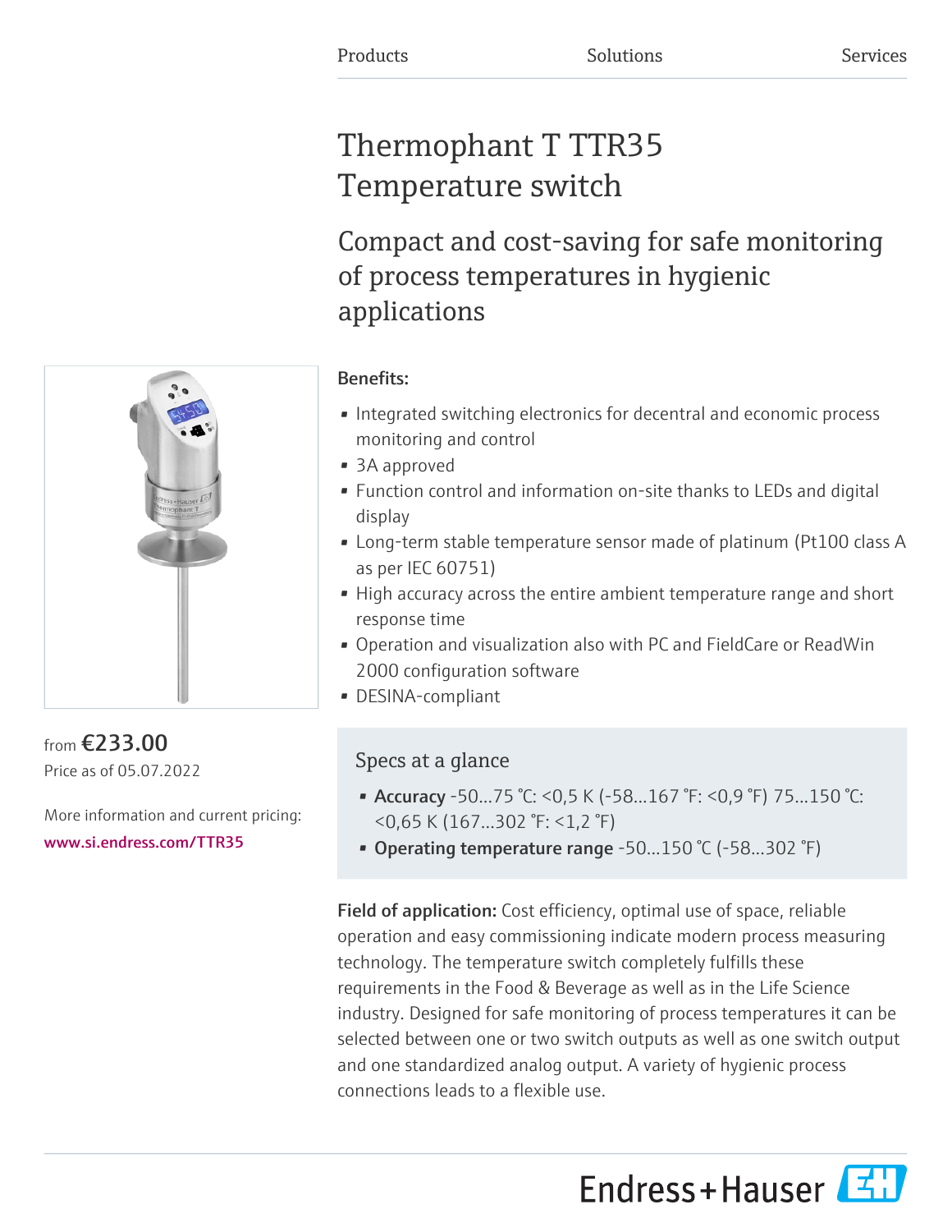Products Solutions Services

# Thermophant T TTR35 Temperature switch

## Compact and cost-saving for safe monitoring of process temperatures in hygienic applications

from **€233.00**
Price as of 05.07.2022

More information and current pricing:
www.si.endress.com/TTR35

**Benefits:**

- Integrated switching electronics for decentral and economic process monitoring and control
- 3A approved
- Function control and information on-site thanks to LEDs and digital display
- Long-term stable temperature sensor made of platinum (Pt100 class A as per IEC 60751)
- High accuracy across the entire ambient temperature range and short response time
- Operation and visualization also with PC and FieldCare or ReadWin 2000 configuration software
- DESINA-compliant

### Specs at a glance

- **Accuracy** -50...75 °C: <0,5 K (-58...167 °F: <0,9 °F) 75...150 °C: <0,65 K (167...302 °F: <1,2 °F)
- **Operating temperature range** -50...150 °C (-58...302 °F)

**Field of application:** Cost efficiency, optimal use of space, reliable operation and easy commissioning indicate modern process measuring technology. The temperature switch completely fulfills these requirements in the Food & Beverage as well as in the Life Science industry. Designed for safe monitoring of process temperatures it can be selected between one or two switch outputs as well as one switch output and one standardized analog output. A variety of hygienic process connections leads to a flexible use.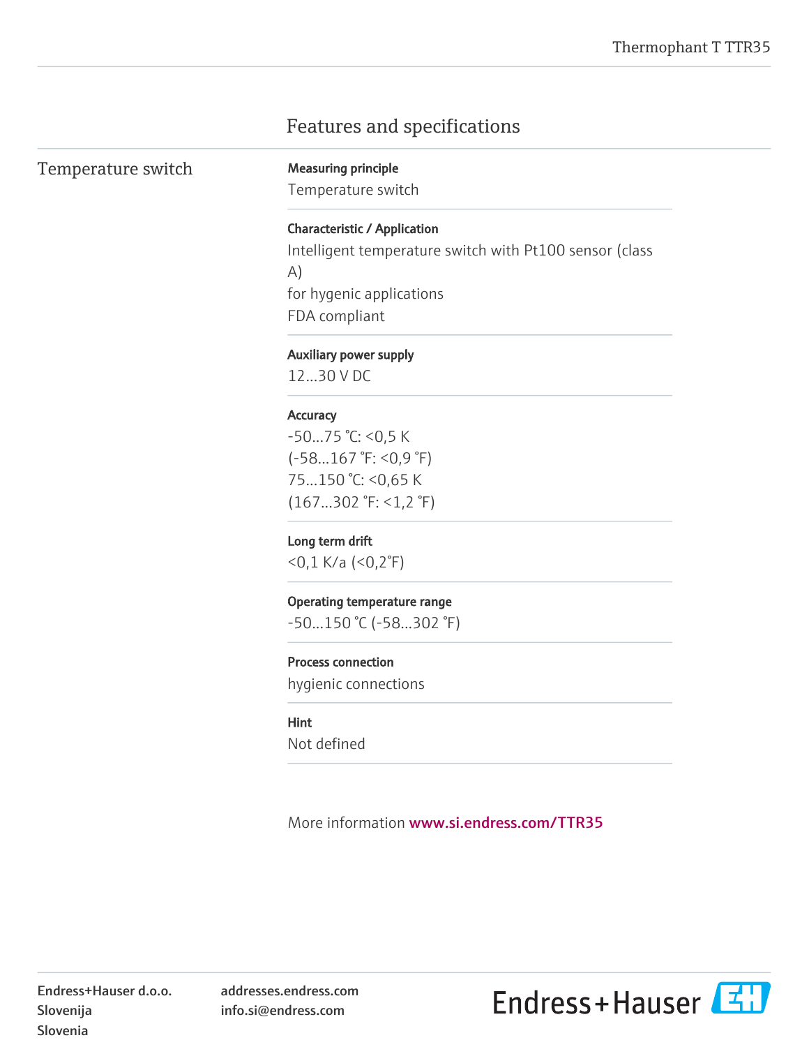## Features and specifications

### Temperature switch

**Measuring principle**

Temperature switch

**Characteristic / Application**

Intelligent temperature switch with Pt100 sensor (class A)
for hygenic applications
FDA compliant

**Auxiliary power supply**

12...30 V DC

**Accuracy**

-50...75 °C: <0,5 K
(-58...167 °F: <0,9 °F)
75...150 °C: <0,65 K
(167...302 °F: <1,2 °F)

**Long term drift**

<0,1 K/a (<0,2°F)

**Operating temperature range**

-50...150 °C (-58...302 °F)

**Process connection**

hygienic connections

**Hint**

Not defined

More information **www.si.endress.com/TTR35**

Endress+Hauser d.o.o.
Slovenija
Slovenia

addresses.endress.com
info.si@endress.com